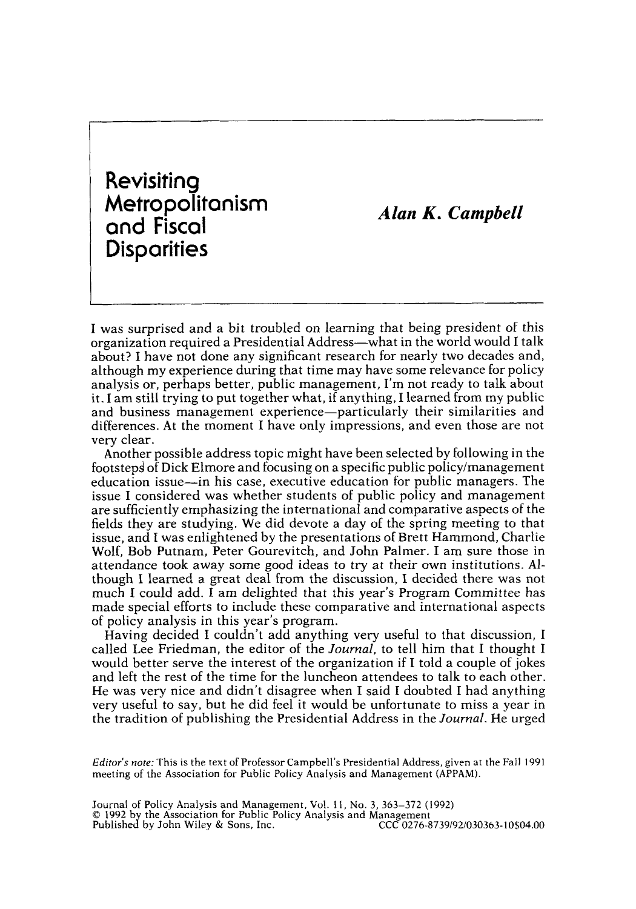# Revisiting Metropolitanism and Fiscal Disparities

***Alan K. Campbell***

I was surprised and a bit troubled on learning that being president of this organization required a Presidential Address—what in the world would I talk about? I have not done any significant research for nearly two decades and, although my experience during that time may have some relevance for policy analysis or, perhaps better, public management, I'm not ready to talk about it. I am still trying to put together what, if anything, I learned from my public and business management experience—particularly their similarities and differences. At the moment I have only impressions, and even those are not very clear.

Another possible address topic might have been selected by following in the footsteps of Dick Elmore and focusing on a specific public policy/management education issue—in his case, executive education for public managers. The issue I considered was whether students of public policy and management are sufficiently emphasizing the international and comparative aspects of the fields they are studying. We did devote a day of the spring meeting to that issue, and I was enlightened by the presentations of Brett Hammond, Charlie Wolf, Bob Putnam, Peter Gourevitch, and John Palmer. I am sure those in attendance took away some good ideas to try at their own institutions. Although I learned a great deal from the discussion, I decided there was not much I could add. I am delighted that this year's Program Committee has made special efforts to include these comparative and international aspects of policy analysis in this year's program.

Having decided I couldn't add anything very useful to that discussion, I called Lee Friedman, the editor of the *Journal*, to tell him that I thought I would better serve the interest of the organization if I told a couple of jokes and left the rest of the time for the luncheon attendees to talk to each other. He was very nice and didn't disagree when I said I doubted I had anything very useful to say, but he did feel it would be unfortunate to miss a year in the tradition of publishing the Presidential Address in the *Journal*. He urged

*Editor's note:* This is the text of Professor Campbell's Presidential Address, given at the Fall 1991 meeting of the Association for Public Policy Analysis and Management (APPAM).

Journal of Policy Analysis and Management, Vol. 11, No. 3, 363–372 (1992)
© 1992 by the Association for Public Policy Analysis and Management
Published by John Wiley & Sons, Inc. CCC 0276-8739/92/030363-10$04.00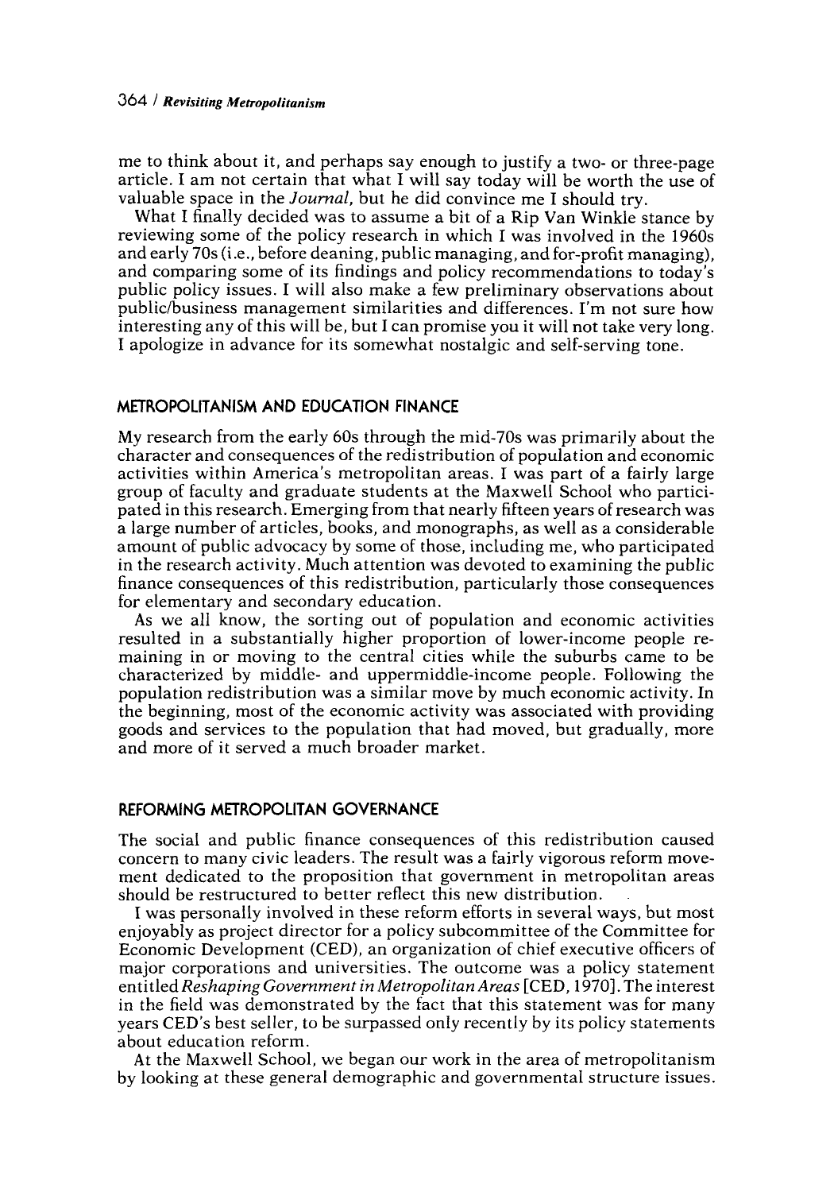me to think about it, and perhaps say enough to justify a two- or three-page article. I am not certain that what I will say today will be worth the use of valuable space in the *Journal*, but he did convince me I should try.

What I finally decided was to assume a bit of a Rip Van Winkle stance by reviewing some of the policy research in which I was involved in the 1960s and early 70s (i.e., before deaning, public managing, and for-profit managing), and comparing some of its findings and policy recommendations to today's public policy issues. I will also make a few preliminary observations about public/business management similarities and differences. I'm not sure how interesting any of this will be, but I can promise you it will not take very long. I apologize in advance for its somewhat nostalgic and self-serving tone.

## METROPOLITANISM AND EDUCATION FINANCE

My research from the early 60s through the mid-70s was primarily about the character and consequences of the redistribution of population and economic activities within America's metropolitan areas. I was part of a fairly large group of faculty and graduate students at the Maxwell School who participated in this research. Emerging from that nearly fifteen years of research was a large number of articles, books, and monographs, as well as a considerable amount of public advocacy by some of those, including me, who participated in the research activity. Much attention was devoted to examining the public finance consequences of this redistribution, particularly those consequences for elementary and secondary education.

As we all know, the sorting out of population and economic activities resulted in a substantially higher proportion of lower-income people remaining in or moving to the central cities while the suburbs came to be characterized by middle- and uppermiddle-income people. Following the population redistribution was a similar move by much economic activity. In the beginning, most of the economic activity was associated with providing goods and services to the population that had moved, but gradually, more and more of it served a much broader market.

## REFORMING METROPOLITAN GOVERNANCE

The social and public finance consequences of this redistribution caused concern to many civic leaders. The result was a fairly vigorous reform movement dedicated to the proposition that government in metropolitan areas should be restructured to better reflect this new distribution.

I was personally involved in these reform efforts in several ways, but most enjoyably as project director for a policy subcommittee of the Committee for Economic Development (CED), an organization of chief executive officers of major corporations and universities. The outcome was a policy statement entitled *Reshaping Government in Metropolitan Areas* [CED, 1970]. The interest in the field was demonstrated by the fact that this statement was for many years CED's best seller, to be surpassed only recently by its policy statements about education reform.

At the Maxwell School, we began our work in the area of metropolitanism by looking at these general demographic and governmental structure issues.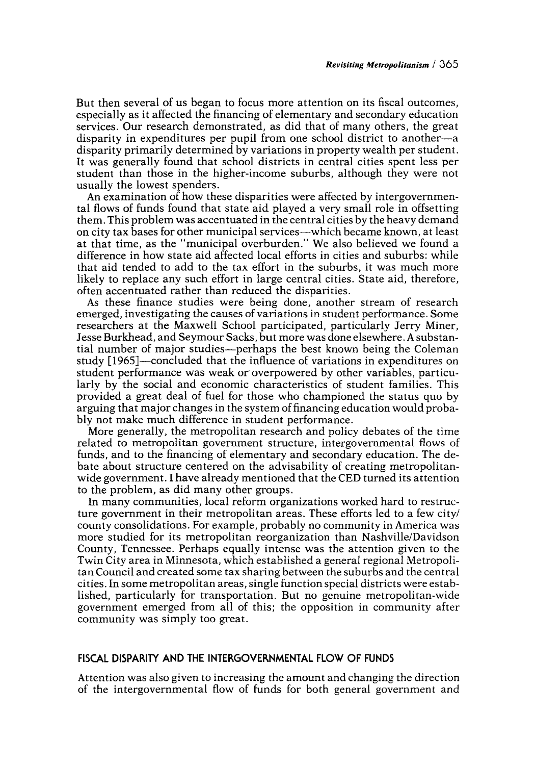But then several of us began to focus more attention on its fiscal outcomes, especially as it affected the financing of elementary and secondary education services. Our research demonstrated, as did that of many others, the great disparity in expenditures per pupil from one school district to another—a disparity primarily determined by variations in property wealth per student. It was generally found that school districts in central cities spent less per student than those in the higher-income suburbs, although they were not usually the lowest spenders.

An examination of how these disparities were affected by intergovernmental flows of funds found that state aid played a very small role in offsetting them. This problem was accentuated in the central cities by the heavy demand on city tax bases for other municipal services—which became known, at least at that time, as the "municipal overburden." We also believed we found a difference in how state aid affected local efforts in cities and suburbs: while that aid tended to add to the tax effort in the suburbs, it was much more likely to replace any such effort in large central cities. State aid, therefore, often accentuated rather than reduced the disparities.

As these finance studies were being done, another stream of research emerged, investigating the causes of variations in student performance. Some researchers at the Maxwell School participated, particularly Jerry Miner, Jesse Burkhead, and Seymour Sacks, but more was done elsewhere. A substantial number of major studies—perhaps the best known being the Coleman study [1965]—concluded that the influence of variations in expenditures on student performance was weak or overpowered by other variables, particularly by the social and economic characteristics of student families. This provided a great deal of fuel for those who championed the status quo by arguing that major changes in the system of financing education would probably not make much difference in student performance.

More generally, the metropolitan research and policy debates of the time related to metropolitan government structure, intergovernmental flows of funds, and to the financing of elementary and secondary education. The debate about structure centered on the advisability of creating metropolitan-wide government. I have already mentioned that the CED turned its attention to the problem, as did many other groups.

In many communities, local reform organizations worked hard to restructure government in their metropolitan areas. These efforts led to a few city/county consolidations. For example, probably no community in America was more studied for its metropolitan reorganization than Nashville/Davidson County, Tennessee. Perhaps equally intense was the attention given to the Twin City area in Minnesota, which established a general regional Metropolitan Council and created some tax sharing between the suburbs and the central cities. In some metropolitan areas, single function special districts were established, particularly for transportation. But no genuine metropolitan-wide government emerged from all of this; the opposition in community after community was simply too great.

## FISCAL DISPARITY AND THE INTERGOVERNMENTAL FLOW OF FUNDS

Attention was also given to increasing the amount and changing the direction of the intergovernmental flow of funds for both general government and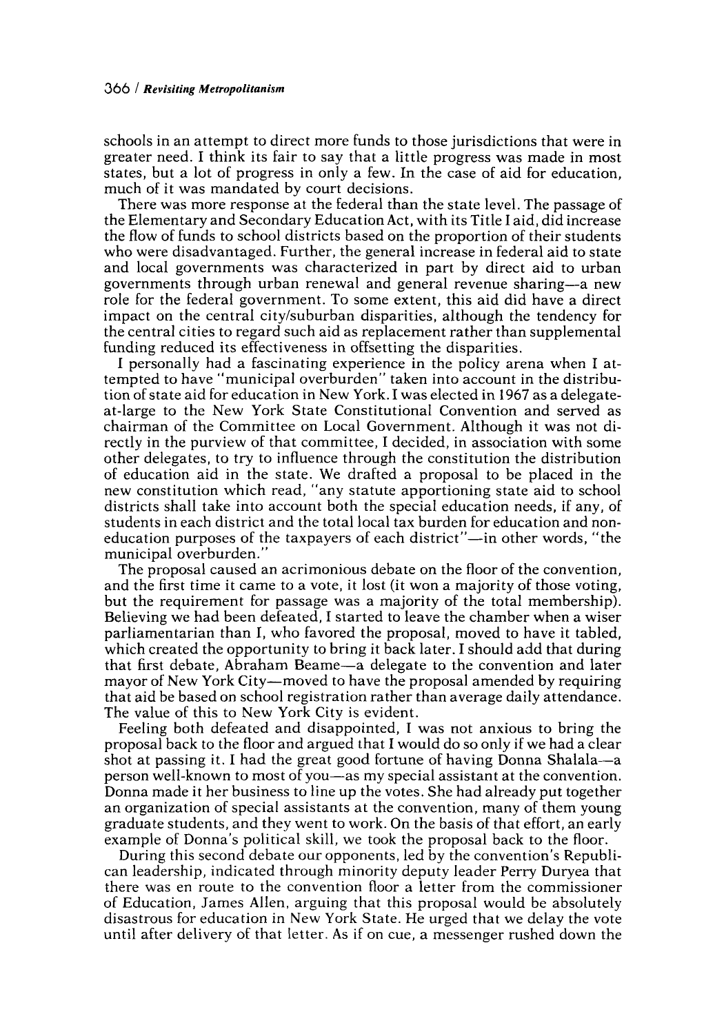schools in an attempt to direct more funds to those jurisdictions that were in greater need. I think its fair to say that a little progress was made in most states, but a lot of progress in only a few. In the case of aid for education, much of it was mandated by court decisions.

There was more response at the federal than the state level. The passage of the Elementary and Secondary Education Act, with its Title I aid, did increase the flow of funds to school districts based on the proportion of their students who were disadvantaged. Further, the general increase in federal aid to state and local governments was characterized in part by direct aid to urban governments through urban renewal and general revenue sharing—a new role for the federal government. To some extent, this aid did have a direct impact on the central city/suburban disparities, although the tendency for the central cities to regard such aid as replacement rather than supplemental funding reduced its effectiveness in offsetting the disparities.

I personally had a fascinating experience in the policy arena when I attempted to have "municipal overburden" taken into account in the distribution of state aid for education in New York. I was elected in 1967 as a delegate-at-large to the New York State Constitutional Convention and served as chairman of the Committee on Local Government. Although it was not directly in the purview of that committee, I decided, in association with some other delegates, to try to influence through the constitution the distribution of education aid in the state. We drafted a proposal to be placed in the new constitution which read, "any statute apportioning state aid to school districts shall take into account both the special education needs, if any, of students in each district and the total local tax burden for education and non-education purposes of the taxpayers of each district"—in other words, "the municipal overburden."

The proposal caused an acrimonious debate on the floor of the convention, and the first time it came to a vote, it lost (it won a majority of those voting, but the requirement for passage was a majority of the total membership). Believing we had been defeated, I started to leave the chamber when a wiser parliamentarian than I, who favored the proposal, moved to have it tabled, which created the opportunity to bring it back later. I should add that during that first debate, Abraham Beame—a delegate to the convention and later mayor of New York City—moved to have the proposal amended by requiring that aid be based on school registration rather than average daily attendance. The value of this to New York City is evident.

Feeling both defeated and disappointed, I was not anxious to bring the proposal back to the floor and argued that I would do so only if we had a clear shot at passing it. I had the great good fortune of having Donna Shalala—a person well-known to most of you—as my special assistant at the convention. Donna made it her business to line up the votes. She had already put together an organization of special assistants at the convention, many of them young graduate students, and they went to work. On the basis of that effort, an early example of Donna's political skill, we took the proposal back to the floor.

During this second debate our opponents, led by the convention's Republican leadership, indicated through minority deputy leader Perry Duryea that there was en route to the convention floor a letter from the commissioner of Education, James Allen, arguing that this proposal would be absolutely disastrous for education in New York State. He urged that we delay the vote until after delivery of that letter. As if on cue, a messenger rushed down the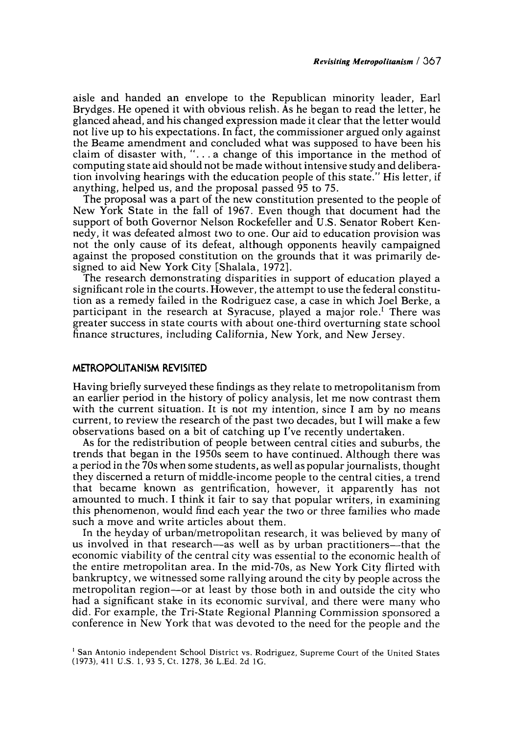aisle and handed an envelope to the Republican minority leader, Earl Brydges. He opened it with obvious relish. As he began to read the letter, he glanced ahead, and his changed expression made it clear that the letter would not live up to his expectations. In fact, the commissioner argued only against the Beame amendment and concluded what was supposed to have been his claim of disaster with, "... a change of this importance in the method of computing state aid should not be made without intensive study and deliberation involving hearings with the education people of this state." His letter, if anything, helped us, and the proposal passed 95 to 75.

The proposal was a part of the new constitution presented to the people of New York State in the fall of 1967. Even though that document had the support of both Governor Nelson Rockefeller and U.S. Senator Robert Kennedy, it was defeated almost two to one. Our aid to education provision was not the only cause of its defeat, although opponents heavily campaigned against the proposed constitution on the grounds that it was primarily designed to aid New York City [Shalala, 1972].

The research demonstrating disparities in support of education played a significant role in the courts. However, the attempt to use the federal constitution as a remedy failed in the Rodriguez case, a case in which Joel Berke, a participant in the research at Syracuse, played a major role.[1] There was greater success in state courts with about one-third overturning state school finance structures, including California, New York, and New Jersey.

## METROPOLITANISM REVISITED

Having briefly surveyed these findings as they relate to metropolitanism from an earlier period in the history of policy analysis, let me now contrast them with the current situation. It is not my intention, since I am by no means current, to review the research of the past two decades, but I will make a few observations based on a bit of catching up I've recently undertaken.

As for the redistribution of people between central cities and suburbs, the trends that began in the 1950s seem to have continued. Although there was a period in the 70s when some students, as well as popular journalists, thought they discerned a return of middle-income people to the central cities, a trend that became known as gentrification, however, it apparently has not amounted to much. I think it fair to say that popular writers, in examining this phenomenon, would find each year the two or three families who made such a move and write articles about them.

In the heyday of urban/metropolitan research, it was believed by many of us involved in that research—as well as by urban practitioners—that the economic viability of the central city was essential to the economic health of the entire metropolitan area. In the mid-70s, as New York City flirted with bankruptcy, we witnessed some rallying around the city by people across the metropolitan region—or at least by those both in and outside the city who had a significant stake in its economic survival, and there were many who did. For example, the Tri-State Regional Planning Commission sponsored a conference in New York that was devoted to the need for the people and the

[1] San Antonio independent School District vs. Rodriguez, Supreme Court of the United States (1973), 411 U.S. 1, 93 5, Ct. 1278, 36 L.Ed. 2d 1G.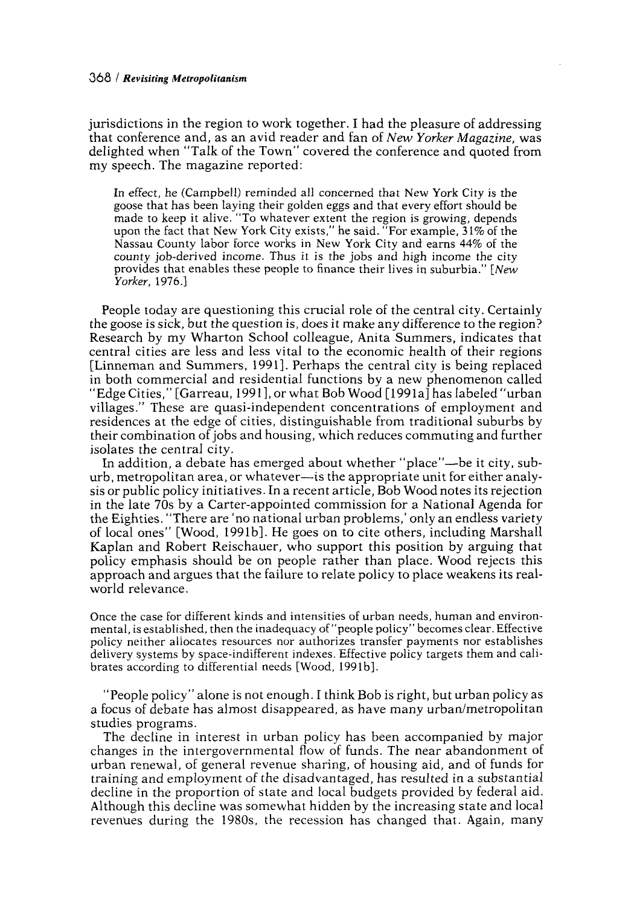jurisdictions in the region to work together. I had the pleasure of addressing that conference and, as an avid reader and fan of *New Yorker Magazine*, was delighted when "Talk of the Town" covered the conference and quoted from my speech. The magazine reported:

> In effect, he (Campbell) reminded all concerned that New York City is the goose that has been laying their golden eggs and that every effort should be made to keep it alive. "To whatever extent the region is growing, depends upon the fact that New York City exists," he said. "For example, 31% of the Nassau County labor force works in New York City and earns 44% of the county job-derived income. Thus it is the jobs and high income the city provides that enables these people to finance their lives in suburbia." [*New Yorker*, 1976.]

People today are questioning this crucial role of the central city. Certainly the goose is sick, but the question is, does it make any difference to the region? Research by my Wharton School colleague, Anita Summers, indicates that central cities are less and less vital to the economic health of their regions [Linneman and Summers, 1991]. Perhaps the central city is being replaced in both commercial and residential functions by a new phenomenon called "Edge Cities," [Garreau, 1991], or what Bob Wood [1991a] has labeled "urban villages." These are quasi-independent concentrations of employment and residences at the edge of cities, distinguishable from traditional suburbs by their combination of jobs and housing, which reduces commuting and further isolates the central city.

In addition, a debate has emerged about whether "place"—be it city, suburb, metropolitan area, or whatever—is the appropriate unit for either analysis or public policy initiatives. In a recent article, Bob Wood notes its rejection in the late 70s by a Carter-appointed commission for a National Agenda for the Eighties. "There are 'no national urban problems,' only an endless variety of local ones" [Wood, 1991b]. He goes on to cite others, including Marshall Kaplan and Robert Reischauer, who support this position by arguing that policy emphasis should be on people rather than place. Wood rejects this approach and argues that the failure to relate policy to place weakens its real-world relevance.

> Once the case for different kinds and intensities of urban needs, human and environmental, is established, then the inadequacy of "people policy" becomes clear. Effective policy neither allocates resources nor authorizes transfer payments nor establishes delivery systems by space-indifferent indexes. Effective policy targets them and calibrates according to differential needs [Wood, 1991b].

"People policy" alone is not enough. I think Bob is right, but urban policy as a focus of debate has almost disappeared, as have many urban/metropolitan studies programs.

The decline in interest in urban policy has been accompanied by major changes in the intergovernmental flow of funds. The near abandonment of urban renewal, of general revenue sharing, of housing aid, and of funds for training and employment of the disadvantaged, has resulted in a substantial decline in the proportion of state and local budgets provided by federal aid. Although this decline was somewhat hidden by the increasing state and local revenues during the 1980s, the recession has changed that. Again, many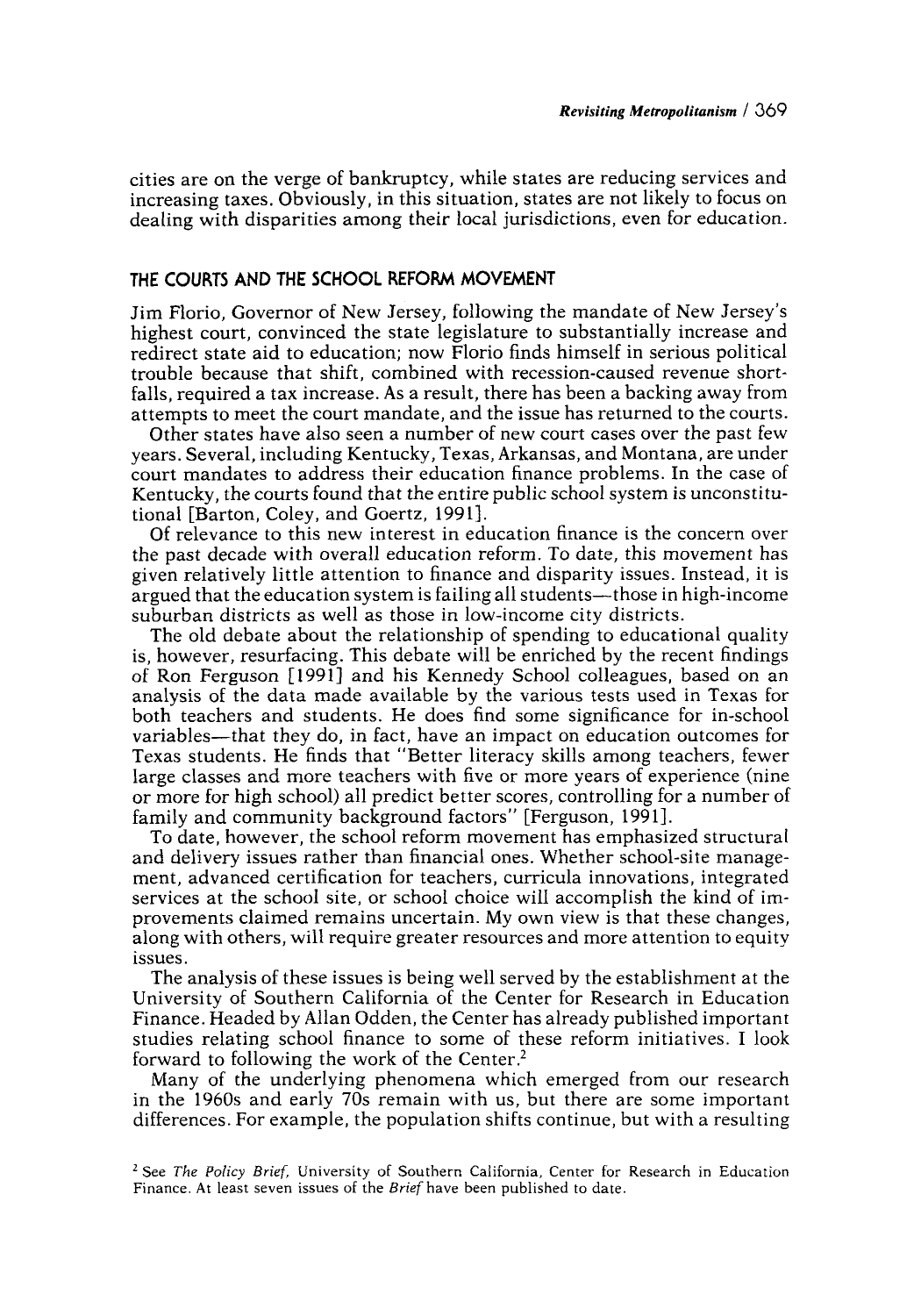cities are on the verge of bankruptcy, while states are reducing services and increasing taxes. Obviously, in this situation, states are not likely to focus on dealing with disparities among their local jurisdictions, even for education.

## THE COURTS AND THE SCHOOL REFORM MOVEMENT

Jim Florio, Governor of New Jersey, following the mandate of New Jersey's highest court, convinced the state legislature to substantially increase and redirect state aid to education; now Florio finds himself in serious political trouble because that shift, combined with recession-caused revenue shortfalls, required a tax increase. As a result, there has been a backing away from attempts to meet the court mandate, and the issue has returned to the courts.

Other states have also seen a number of new court cases over the past few years. Several, including Kentucky, Texas, Arkansas, and Montana, are under court mandates to address their education finance problems. In the case of Kentucky, the courts found that the entire public school system is unconstitutional [Barton, Coley, and Goertz, 1991].

Of relevance to this new interest in education finance is the concern over the past decade with overall education reform. To date, this movement has given relatively little attention to finance and disparity issues. Instead, it is argued that the education system is failing all students—those in high-income suburban districts as well as those in low-income city districts.

The old debate about the relationship of spending to educational quality is, however, resurfacing. This debate will be enriched by the recent findings of Ron Ferguson [1991] and his Kennedy School colleagues, based on an analysis of the data made available by the various tests used in Texas for both teachers and students. He does find some significance for in-school variables—that they do, in fact, have an impact on education outcomes for Texas students. He finds that "Better literacy skills among teachers, fewer large classes and more teachers with five or more years of experience (nine or more for high school) all predict better scores, controlling for a number of family and community background factors" [Ferguson, 1991].

To date, however, the school reform movement has emphasized structural and delivery issues rather than financial ones. Whether school-site management, advanced certification for teachers, curricula innovations, integrated services at the school site, or school choice will accomplish the kind of improvements claimed remains uncertain. My own view is that these changes, along with others, will require greater resources and more attention to equity issues.

The analysis of these issues is being well served by the establishment at the University of Southern California of the Center for Research in Education Finance. Headed by Allan Odden, the Center has already published important studies relating school finance to some of these reform initiatives. I look forward to following the work of the Center.[2]

Many of the underlying phenomena which emerged from our research in the 1960s and early 70s remain with us, but there are some important differences. For example, the population shifts continue, but with a resulting

[2] See *The Policy Brief*, University of Southern California, Center for Research in Education Finance. At least seven issues of the *Brief* have been published to date.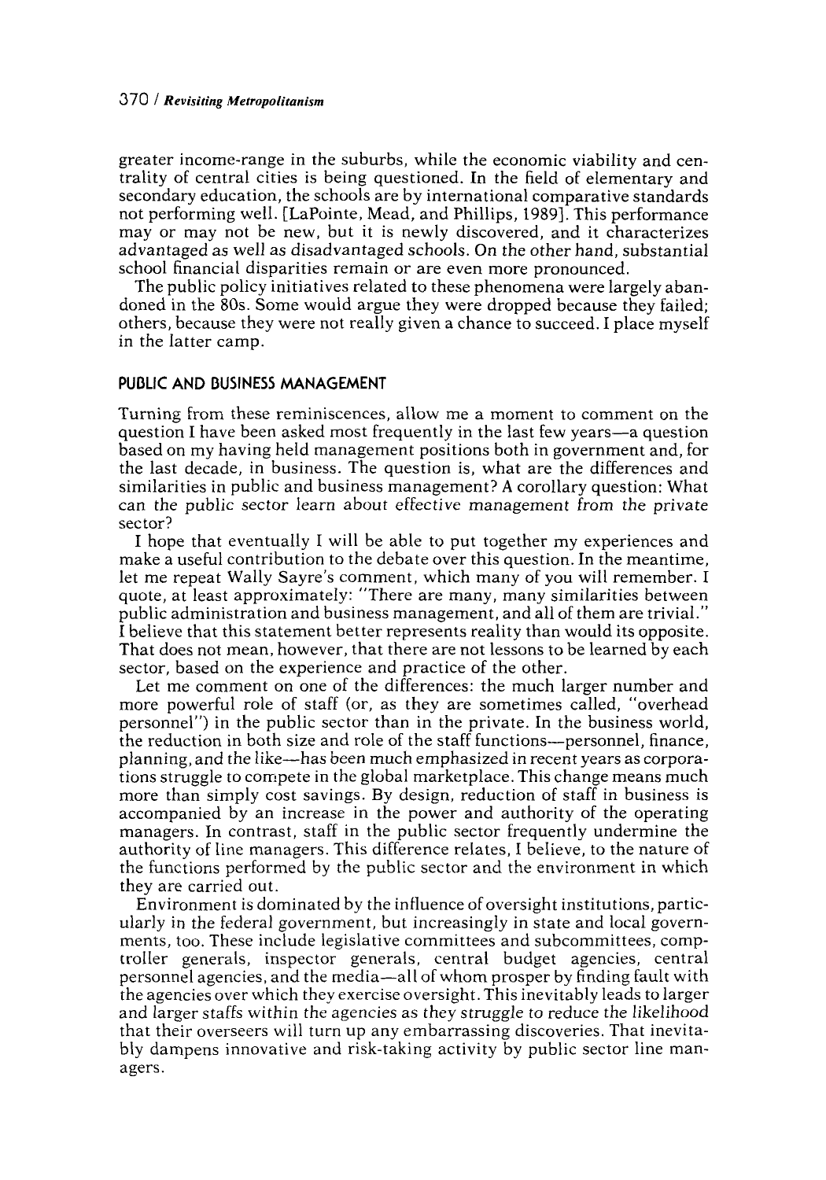greater income-range in the suburbs, while the economic viability and centrality of central cities is being questioned. In the field of elementary and secondary education, the schools are by international comparative standards not performing well. [LaPointe, Mead, and Phillips, 1989]. This performance may or may not be new, but it is newly discovered, and it characterizes advantaged as well as disadvantaged schools. On the other hand, substantial school financial disparities remain or are even more pronounced.

The public policy initiatives related to these phenomena were largely abandoned in the 80s. Some would argue they were dropped because they failed; others, because they were not really given a chance to succeed. I place myself in the latter camp.

## PUBLIC AND BUSINESS MANAGEMENT

Turning from these reminiscences, allow me a moment to comment on the question I have been asked most frequently in the last few years—a question based on my having held management positions both in government and, for the last decade, in business. The question is, what are the differences and similarities in public and business management? A corollary question: What can the public sector learn about effective management from the private sector?

I hope that eventually I will be able to put together my experiences and make a useful contribution to the debate over this question. In the meantime, let me repeat Wally Sayre's comment, which many of you will remember. I quote, at least approximately: "There are many, many similarities between public administration and business management, and all of them are trivial." I believe that this statement better represents reality than would its opposite. That does not mean, however, that there are not lessons to be learned by each sector, based on the experience and practice of the other.

Let me comment on one of the differences: the much larger number and more powerful role of staff (or, as they are sometimes called, "overhead personnel") in the public sector than in the private. In the business world, the reduction in both size and role of the staff functions—personnel, finance, planning, and the like—has been much emphasized in recent years as corporations struggle to compete in the global marketplace. This change means much more than simply cost savings. By design, reduction of staff in business is accompanied by an increase in the power and authority of the operating managers. In contrast, staff in the public sector frequently undermine the authority of line managers. This difference relates, I believe, to the nature of the functions performed by the public sector and the environment in which they are carried out.

Environment is dominated by the influence of oversight institutions, particularly in the federal government, but increasingly in state and local governments, too. These include legislative committees and subcommittees, comptroller generals, inspector generals, central budget agencies, central personnel agencies, and the media—all of whom prosper by finding fault with the agencies over which they exercise oversight. This inevitably leads to larger and larger staffs within the agencies as they struggle to reduce the likelihood that their overseers will turn up any embarrassing discoveries. That inevitably dampens innovative and risk-taking activity by public sector line managers.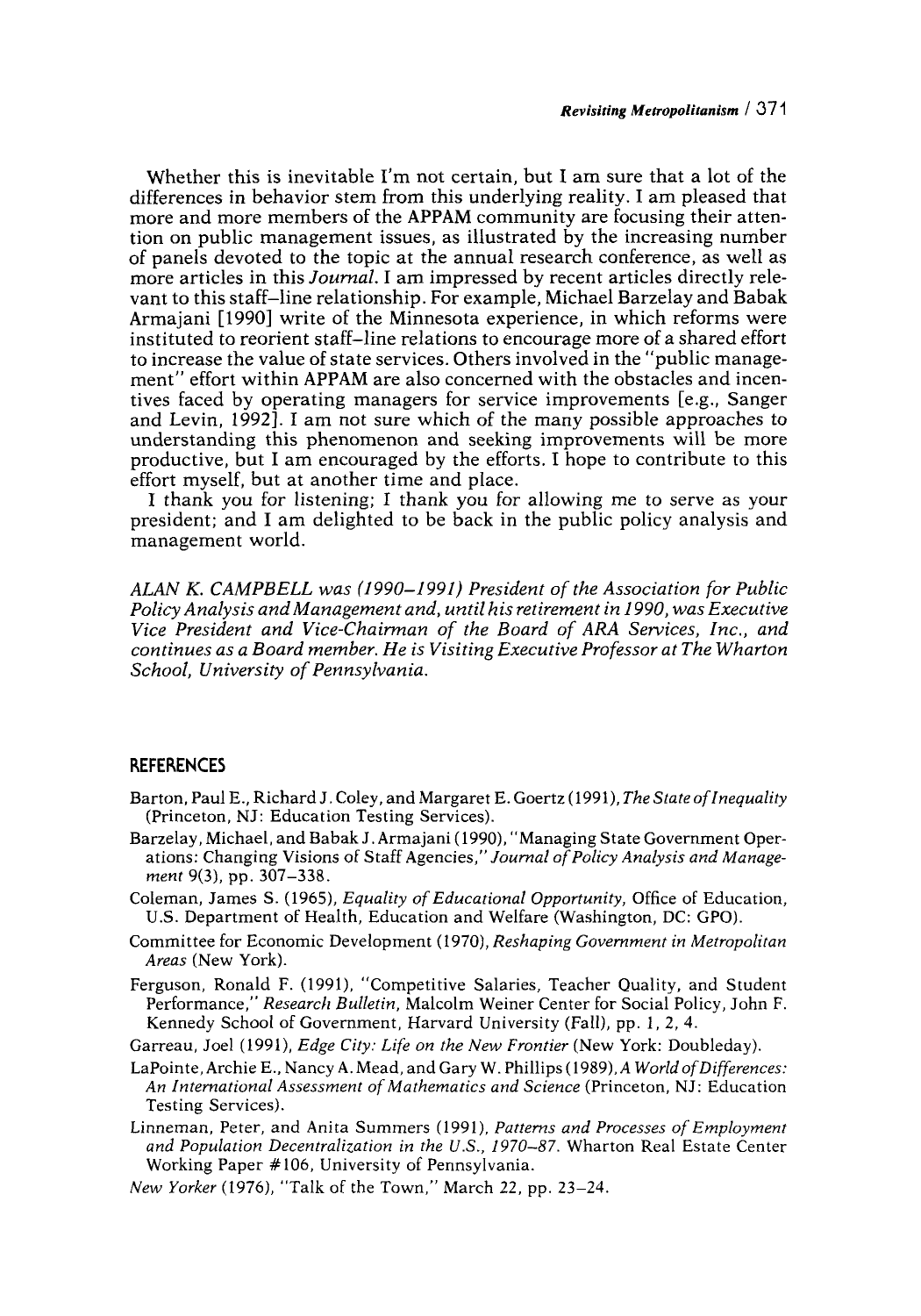Whether this is inevitable I'm not certain, but I am sure that a lot of the differences in behavior stem from this underlying reality. I am pleased that more and more members of the APPAM community are focusing their attention on public management issues, as illustrated by the increasing number of panels devoted to the topic at the annual research conference, as well as more articles in this *Journal*. I am impressed by recent articles directly relevant to this staff–line relationship. For example, Michael Barzelay and Babak Armajani [1990] write of the Minnesota experience, in which reforms were instituted to reorient staff–line relations to encourage more of a shared effort to increase the value of state services. Others involved in the "public management" effort within APPAM are also concerned with the obstacles and incentives faced by operating managers for service improvements [e.g., Sanger and Levin, 1992]. I am not sure which of the many possible approaches to understanding this phenomenon and seeking improvements will be more productive, but I am encouraged by the efforts. I hope to contribute to this effort myself, but at another time and place.

I thank you for listening; I thank you for allowing me to serve as your president; and I am delighted to be back in the public policy analysis and management world.

*ALAN K. CAMPBELL was (1990–1991) President of the Association for Public Policy Analysis and Management and, until his retirement in 1990, was Executive Vice President and Vice-Chairman of the Board of ARA Services, Inc., and continues as a Board member. He is Visiting Executive Professor at The Wharton School, University of Pennsylvania.*

## REFERENCES

Barton, Paul E., Richard J. Coley, and Margaret E. Goertz (1991), *The State of Inequality* (Princeton, NJ: Education Testing Services).

Barzelay, Michael, and Babak J. Armajani (1990), "Managing State Government Operations: Changing Visions of Staff Agencies," *Journal of Policy Analysis and Management* 9(3), pp. 307–338.

Coleman, James S. (1965), *Equality of Educational Opportunity*, Office of Education, U.S. Department of Health, Education and Welfare (Washington, DC: GPO).

Committee for Economic Development (1970), *Reshaping Government in Metropolitan Areas* (New York).

Ferguson, Ronald F. (1991), "Competitive Salaries, Teacher Quality, and Student Performance," *Research Bulletin*, Malcolm Weiner Center for Social Policy, John F. Kennedy School of Government, Harvard University (Fall), pp. 1, 2, 4.

Garreau, Joel (1991), *Edge City: Life on the New Frontier* (New York: Doubleday).

LaPointe, Archie E., Nancy A. Mead, and Gary W. Phillips (1989), *A World of Differences: An International Assessment of Mathematics and Science* (Princeton, NJ: Education Testing Services).

Linneman, Peter, and Anita Summers (1991), *Patterns and Processes of Employment and Population Decentralization in the U.S., 1970–87*. Wharton Real Estate Center Working Paper #106, University of Pennsylvania.

*New Yorker* (1976), "Talk of the Town," March 22, pp. 23–24.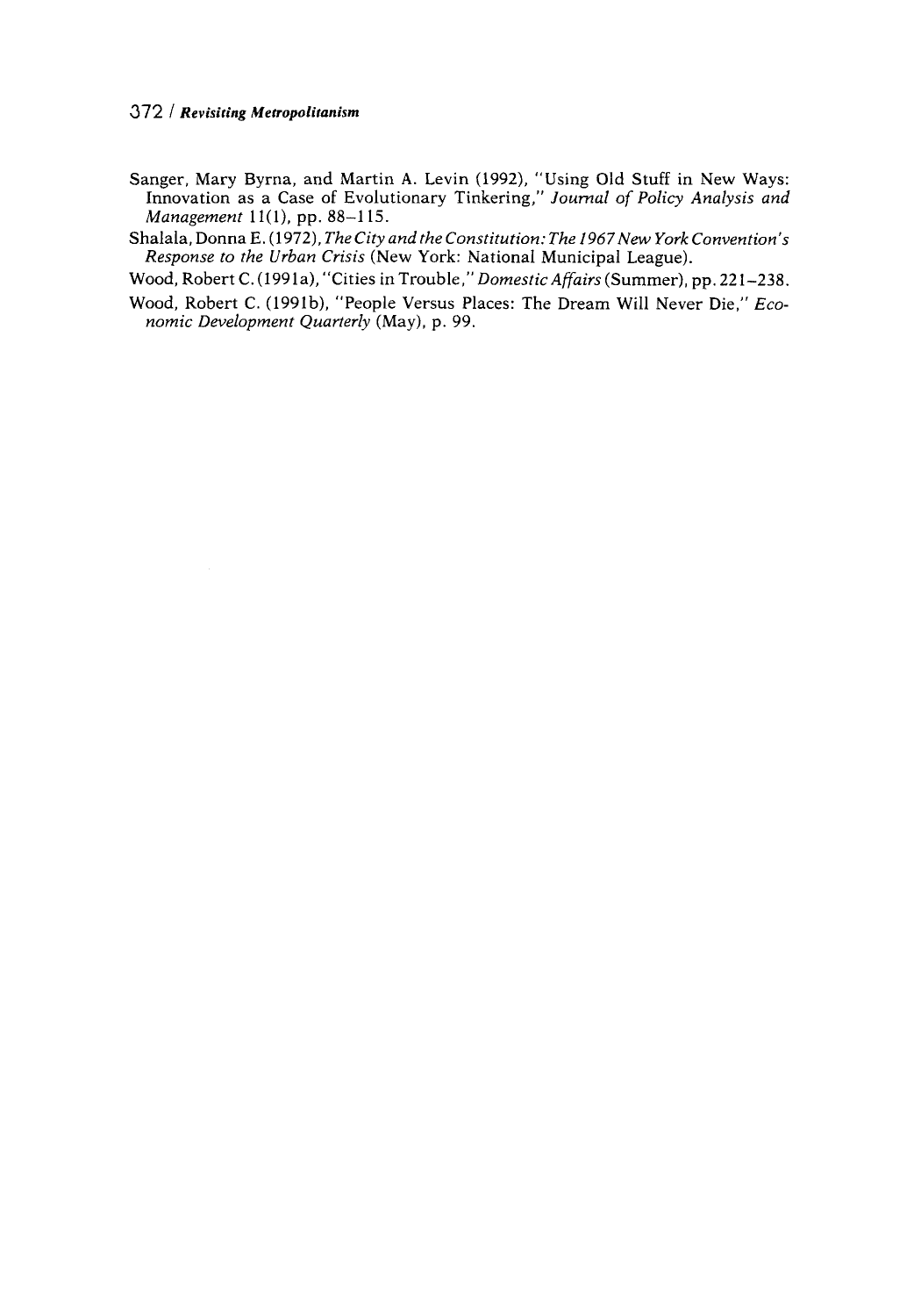Sanger, Mary Byrna, and Martin A. Levin (1992), "Using Old Stuff in New Ways: Innovation as a Case of Evolutionary Tinkering," *Journal of Policy Analysis and Management* 11(1), pp. 88–115.

Shalala, Donna E. (1972), *The City and the Constitution: The 1967 New York Convention's Response to the Urban Crisis* (New York: National Municipal League).

Wood, Robert C. (1991a), "Cities in Trouble," *Domestic Affairs* (Summer), pp. 221–238.

Wood, Robert C. (1991b), "People Versus Places: The Dream Will Never Die," *Economic Development Quarterly* (May), p. 99.